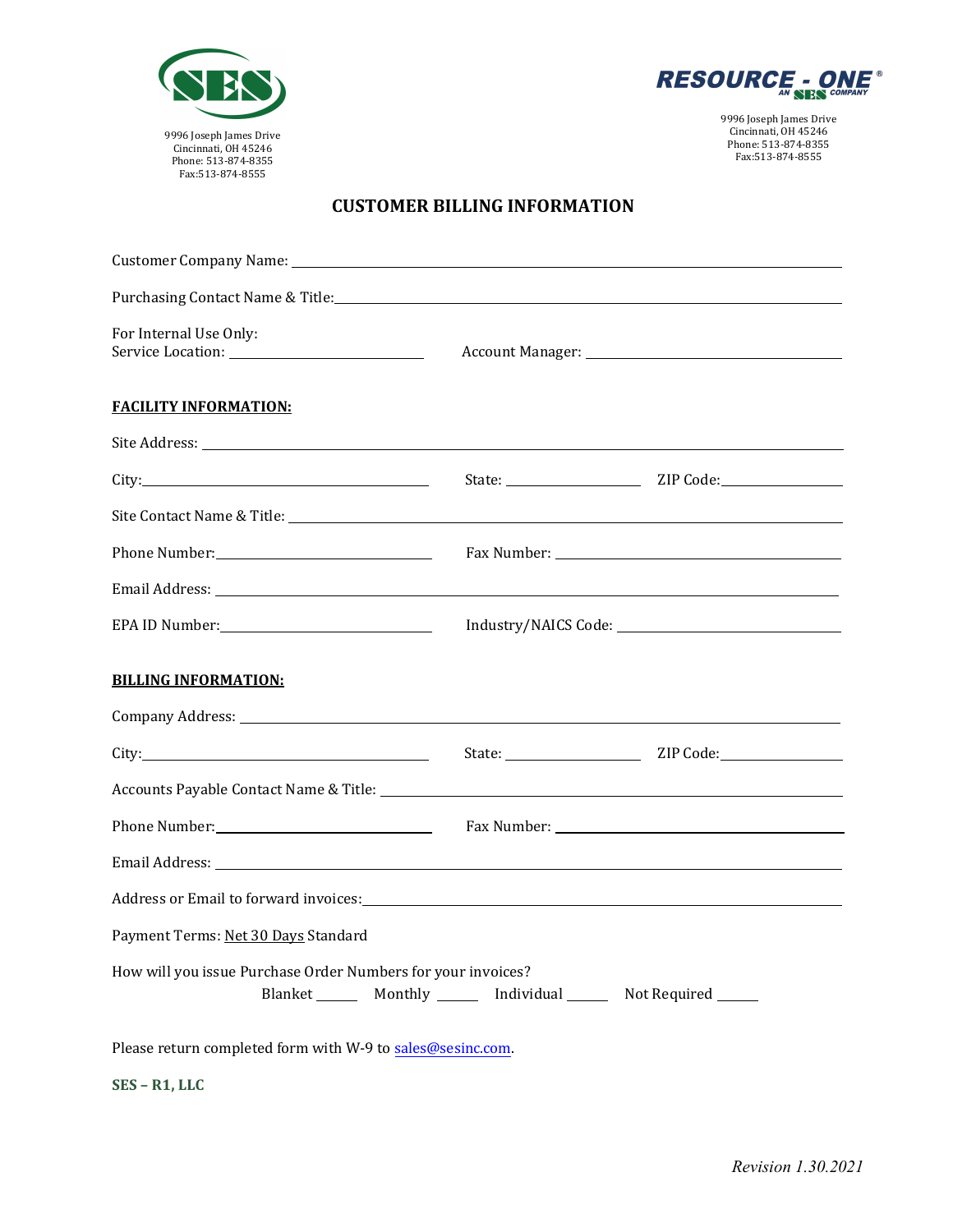SES

9996 Joseph James Drive
Cincinnati, OH 45246
Phone: 513-874-8355
Fax:513-874-8555

RESOURCE - ONE® AN SES COMPANY

9996 Joseph James Drive
Cincinnati, OH 45246
Phone: 513-874-8355
Fax:513-874-8555

# CUSTOMER BILLING INFORMATION

Customer Company Name: ____________________

Purchasing Contact Name & Title: ____________________

For Internal Use Only:
Service Location: ____________________ Account Manager: ____________________

## FACILITY INFORMATION:

Site Address: ____________________

City: ____________________ State: ____________ ZIP Code: ____________

Site Contact Name & Title: ____________________

Phone Number: ____________________ Fax Number: ____________________

Email Address: ____________________

EPA ID Number: ____________________ Industry/NAICS Code: ____________________

## BILLING INFORMATION:

Company Address: ____________________

City: ____________________ State: ____________ ZIP Code: ____________

Accounts Payable Contact Name & Title: ____________________

Phone Number: ____________________ Fax Number: ____________________

Email Address: ____________________

Address or Email to forward invoices: ____________________

Payment Terms: Net 30 Days Standard

How will you issue Purchase Order Numbers for your invoices?

Blanket ______ Monthly ______ Individual ______ Not Required ______

Please return completed form with W-9 to sales@sesinc.com.

**SES – R1, LLC**

*Revision 1.30.2021*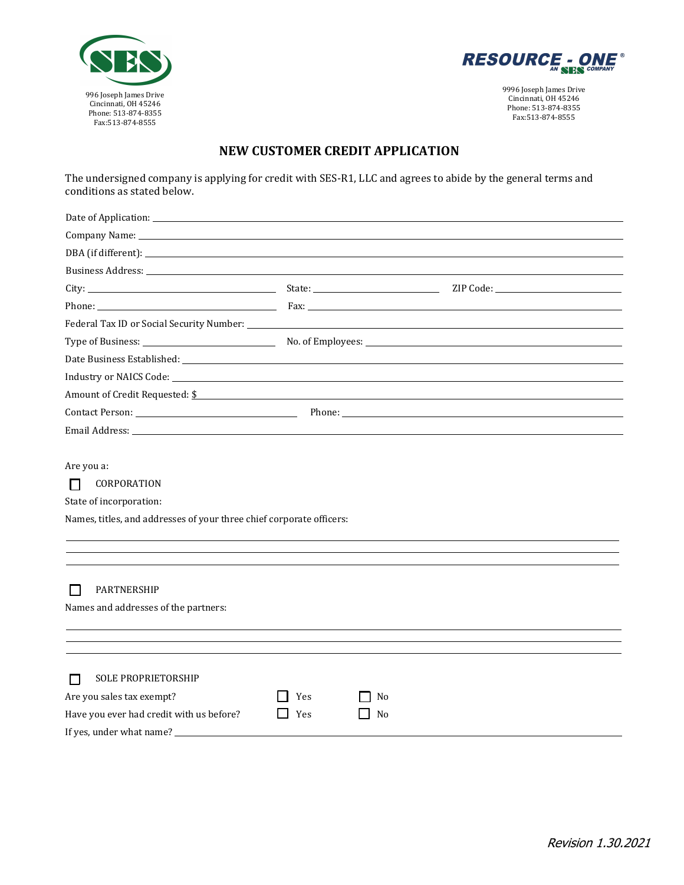SES

996 Joseph James Drive
Cincinnati, OH 45246
Phone: 513-874-8355
Fax:513-874-8555

RESOURCE - ONE®
AN SES COMPANY

9996 Joseph James Drive
Cincinnati, OH 45246
Phone: 513-874-8355
Fax:513-874-8555

# NEW CUSTOMER CREDIT APPLICATION

The undersigned company is applying for credit with SES-R1, LLC and agrees to abide by the general terms and conditions as stated below.

Date of Application: ______________________________

Company Name: ______________________________

DBA (if different): ______________________________

Business Address: ______________________________

City: ____________________ State: ____________________ ZIP Code: ____________________

Phone: ____________________ Fax: ____________________

Federal Tax ID or Social Security Number: ______________________________

Type of Business: ____________________ No. of Employees: ____________________

Date Business Established: ______________________________

Industry or NAICS Code: ______________________________

Amount of Credit Requested: $______________________________

Contact Person: ____________________ Phone: ____________________

Email Address: ______________________________

Are you a:

☐ CORPORATION

State of incorporation:

Names, titles, and addresses of your three chief corporate officers:

______________________________

______________________________

______________________________

☐ PARTNERSHIP

Names and addresses of the partners:

______________________________

______________________________

______________________________

☐ SOLE PROPRIETORSHIP

Are you sales tax exempt? ☐ Yes ☐ No

Have you ever had credit with us before? ☐ Yes ☐ No

If yes, under what name? ______________________________

*Revision 1.30.2021*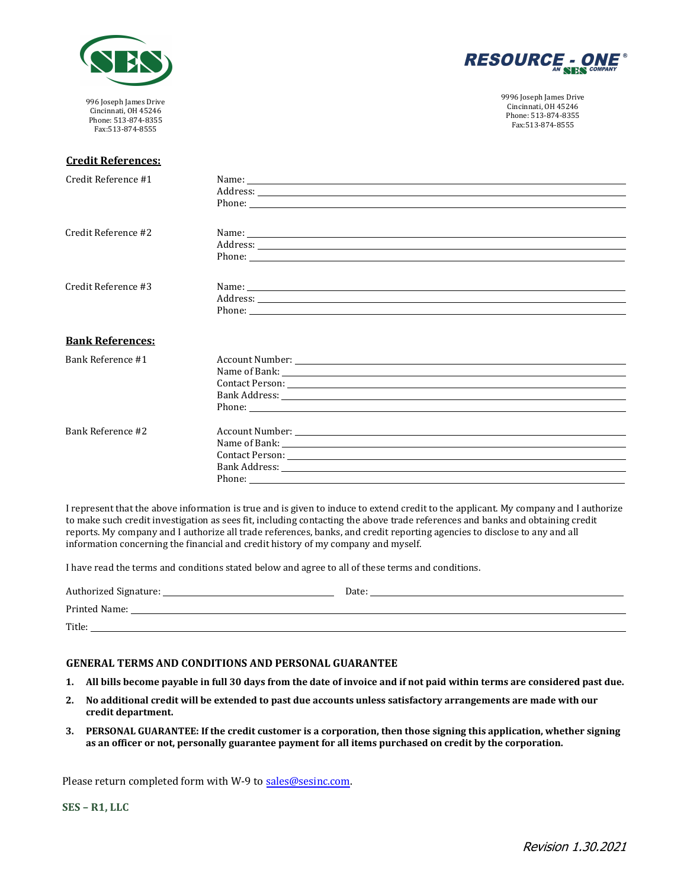SES

996 Joseph James Drive
Cincinnati, OH 45246
Phone: 513-874-8355
Fax:513-874-8555

RESOURCE - ONE® AN SES COMPANY

9996 Joseph James Drive
Cincinnati, OH 45246
Phone: 513-874-8355
Fax:513-874-8555

**Credit References:**

Credit Reference #1
Name: \_\_\_\_\_\_\_\_\_\_\_\_\_\_\_\_\_\_\_\_\_\_\_\_\_\_\_\_\_\_
Address: \_\_\_\_\_\_\_\_\_\_\_\_\_\_\_\_\_\_\_\_\_\_\_\_\_\_\_\_\_\_
Phone: \_\_\_\_\_\_\_\_\_\_\_\_\_\_\_\_\_\_\_\_\_\_\_\_\_\_\_\_\_\_

Credit Reference #2
Name: \_\_\_\_\_\_\_\_\_\_\_\_\_\_\_\_\_\_\_\_\_\_\_\_\_\_\_\_\_\_
Address: \_\_\_\_\_\_\_\_\_\_\_\_\_\_\_\_\_\_\_\_\_\_\_\_\_\_\_\_\_\_
Phone: \_\_\_\_\_\_\_\_\_\_\_\_\_\_\_\_\_\_\_\_\_\_\_\_\_\_\_\_\_\_

Credit Reference #3
Name: \_\_\_\_\_\_\_\_\_\_\_\_\_\_\_\_\_\_\_\_\_\_\_\_\_\_\_\_\_\_
Address: \_\_\_\_\_\_\_\_\_\_\_\_\_\_\_\_\_\_\_\_\_\_\_\_\_\_\_\_\_\_
Phone: \_\_\_\_\_\_\_\_\_\_\_\_\_\_\_\_\_\_\_\_\_\_\_\_\_\_\_\_\_\_

**Bank References:**

Bank Reference #1
Account Number: \_\_\_\_\_\_\_\_\_\_\_\_\_\_\_\_\_\_\_\_\_\_\_\_\_\_\_\_\_\_
Name of Bank: \_\_\_\_\_\_\_\_\_\_\_\_\_\_\_\_\_\_\_\_\_\_\_\_\_\_\_\_\_\_
Contact Person: \_\_\_\_\_\_\_\_\_\_\_\_\_\_\_\_\_\_\_\_\_\_\_\_\_\_\_\_\_\_
Bank Address: \_\_\_\_\_\_\_\_\_\_\_\_\_\_\_\_\_\_\_\_\_\_\_\_\_\_\_\_\_\_
Phone: \_\_\_\_\_\_\_\_\_\_\_\_\_\_\_\_\_\_\_\_\_\_\_\_\_\_\_\_\_\_

Bank Reference #2
Account Number: \_\_\_\_\_\_\_\_\_\_\_\_\_\_\_\_\_\_\_\_\_\_\_\_\_\_\_\_\_\_
Name of Bank: \_\_\_\_\_\_\_\_\_\_\_\_\_\_\_\_\_\_\_\_\_\_\_\_\_\_\_\_\_\_
Contact Person: \_\_\_\_\_\_\_\_\_\_\_\_\_\_\_\_\_\_\_\_\_\_\_\_\_\_\_\_\_\_
Bank Address: \_\_\_\_\_\_\_\_\_\_\_\_\_\_\_\_\_\_\_\_\_\_\_\_\_\_\_\_\_\_
Phone: \_\_\_\_\_\_\_\_\_\_\_\_\_\_\_\_\_\_\_\_\_\_\_\_\_\_\_\_\_\_

I represent that the above information is true and is given to induce to extend credit to the applicant. My company and I authorize to make such credit investigation as sees fit, including contacting the above trade references and banks and obtaining credit reports. My company and I authorize all trade references, banks, and credit reporting agencies to disclose to any and all information concerning the financial and credit history of my company and myself.

I have read the terms and conditions stated below and agree to all of these terms and conditions.

Authorized Signature: \_\_\_\_\_\_\_\_\_\_\_\_\_\_\_\_\_\_\_\_ Date: \_\_\_\_\_\_\_\_\_\_\_\_\_\_\_\_\_\_\_\_

Printed Name: \_\_\_\_\_\_\_\_\_\_\_\_\_\_\_\_\_\_\_\_\_\_\_\_\_\_\_\_\_\_

Title: \_\_\_\_\_\_\_\_\_\_\_\_\_\_\_\_\_\_\_\_\_\_\_\_\_\_\_\_\_\_

**GENERAL TERMS AND CONDITIONS AND PERSONAL GUARANTEE**

1. **All bills become payable in full 30 days from the date of invoice and if not paid within terms are considered past due.**
2. **No additional credit will be extended to past due accounts unless satisfactory arrangements are made with our credit department.**
3. **PERSONAL GUARANTEE: If the credit customer is a corporation, then those signing this application, whether signing as an officer or not, personally guarantee payment for all items purchased on credit by the corporation.**

Please return completed form with W-9 to sales@sesinc.com.

**SES – R1, LLC**

*Revision 1.30.2021*